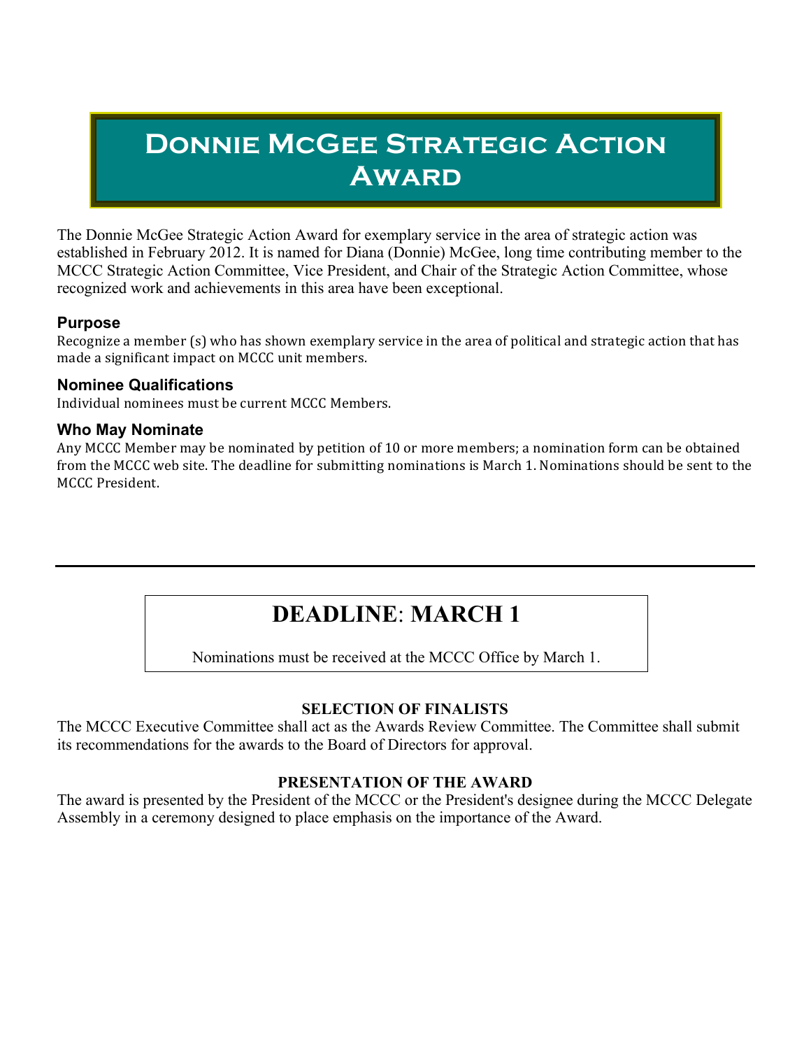# Donnie McGee Strategic Action Award

The Donnie McGee Strategic Action Award for exemplary service in the area of strategic action was established in February 2012. It is named for Diana (Donnie) McGee, long time contributing member to the MCCC Strategic Action Committee, Vice President, and Chair of the Strategic Action Committee, whose recognized work and achievements in this area have been exceptional.

### Purpose

Recognize a member (s) who has shown exemplary service in the area of political and strategic action that has made a significant impact on MCCC unit members.

### Nominee Qualifications

Individual nominees must be current MCCC Members.

### Who May Nominate

Any MCCC Member may be nominated by petition of 10 or more members; a nomination form can be obtained from the MCCC web site. The deadline for submitting nominations is March 1. Nominations should be sent to the MCCC President.

---

## DEADLINE: MARCH 1

Nominations must be received at the MCCC Office by March 1.

**SELECTION OF FINALISTS**

The MCCC Executive Committee shall act as the Awards Review Committee. The Committee shall submit its recommendations for the awards to the Board of Directors for approval.

**PRESENTATION OF THE AWARD**

The award is presented by the President of the MCCC or the President's designee during the MCCC Delegate Assembly in a ceremony designed to place emphasis on the importance of the Award.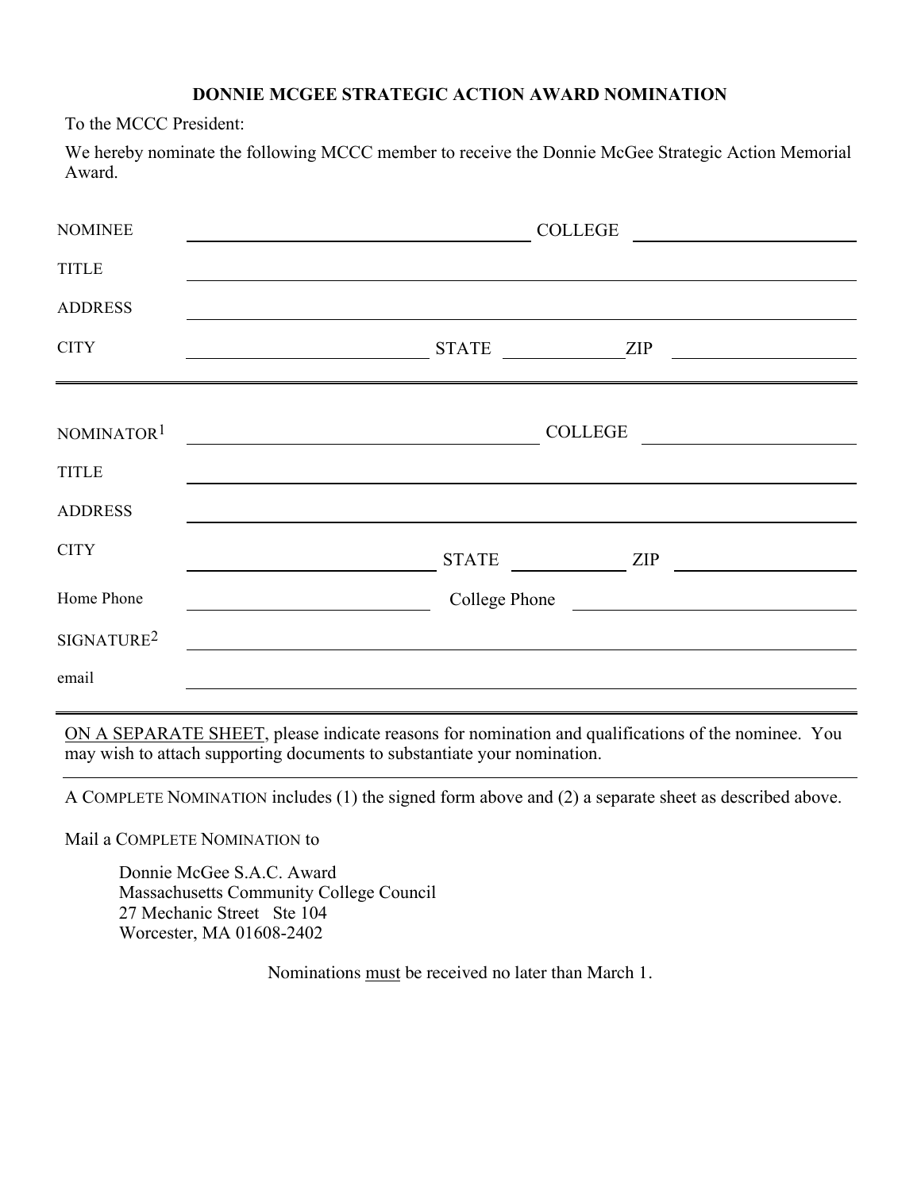**DONNIE MCGEE STRATEGIC ACTION AWARD NOMINATION**

To the MCCC President:

We hereby nominate the following MCCC member to receive the Donnie McGee Strategic Action Memorial Award.

NOMINEE ____________________ COLLEGE ____________________

TITLE ____________________

ADDRESS ____________________

CITY ____________________ STATE __________ ZIP __________

---

NOMINATOR[1] ____________________ COLLEGE ____________________

TITLE ____________________

ADDRESS ____________________

CITY ____________________ STATE __________ ZIP __________

Home Phone ____________________ College Phone ____________________

SIGNATURE[2] ____________________

email ____________________

---

ON A SEPARATE SHEET, please indicate reasons for nomination and qualifications of the nominee. You may wish to attach supporting documents to substantiate your nomination.

---

A COMPLETE NOMINATION includes (1) the signed form above and (2) a separate sheet as described above.

Mail a COMPLETE NOMINATION to

Donnie McGee S.A.C. Award  
Massachusetts Community College Council  
27 Mechanic Street Ste 104  
Worcester, MA 01608-2402

Nominations must be received no later than March 1.